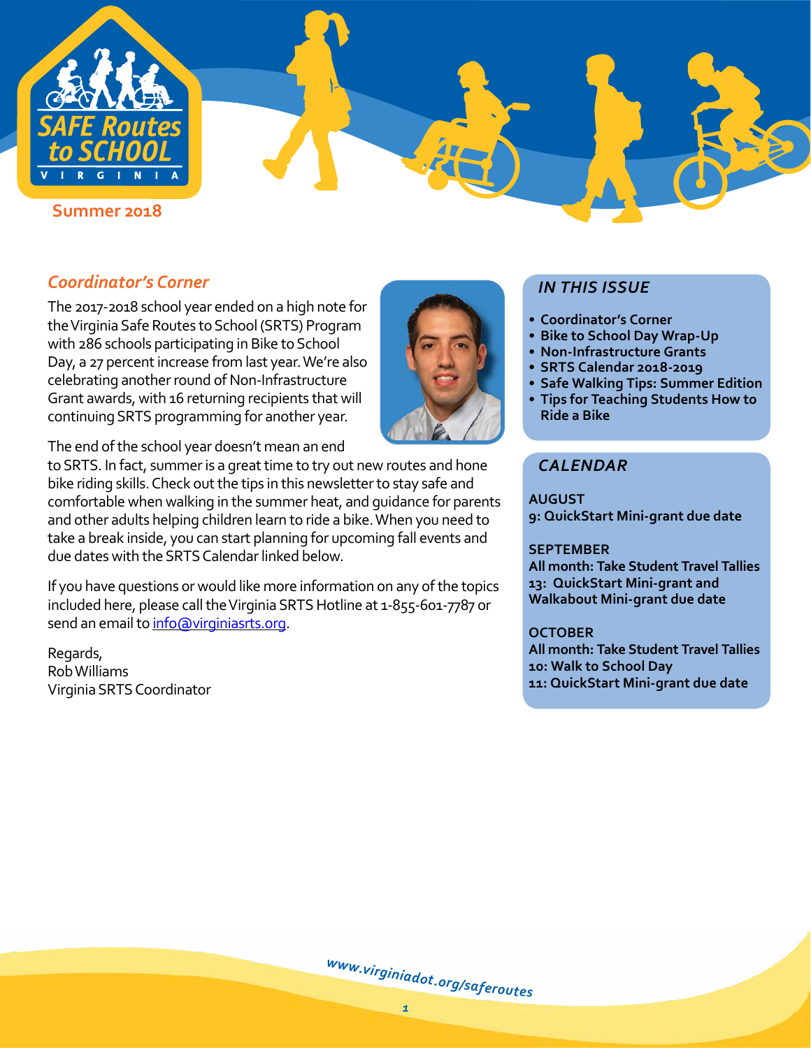# SAFE Routes to SCHOOL

V I R G I N I A

Summer 2018

## *Coordinator's Corner*

The 2017-2018 school year ended on a high note for the Virginia Safe Routes to School (SRTS) Program with 286 schools participating in Bike to School Day, a 27 percent increase from last year. We're also celebrating another round of Non-Infrastructure Grant awards, with 16 returning recipients that will continuing SRTS programming for another year.

The end of the school year doesn't mean an end to SRTS. In fact, summer is a great time to try out new routes and hone bike riding skills. Check out the tips in this newsletter to stay safe and comfortable when walking in the summer heat, and guidance for parents and other adults helping children learn to ride a bike. When you need to take a break inside, you can start planning for upcoming fall events and due dates with the SRTS Calendar linked below.

If you have questions or would like more information on any of the topics included here, please call the Virginia SRTS Hotline at 1-855-601-7787 or send an email to info@virginiasrts.org.

Regards,
Rob Williams
Virginia SRTS Coordinator

## *IN THIS ISSUE*

- Coordinator's Corner
- Bike to School Day Wrap-Up
- Non-Infrastructure Grants
- SRTS Calendar 2018-2019
- Safe Walking Tips: Summer Edition
- Tips for Teaching Students How to Ride a Bike

## *CALENDAR*

**AUGUST**
**9: QuickStart Mini-grant due date**

**SEPTEMBER**
**All month: Take Student Travel Tallies**
**13: QuickStart Mini-grant and Walkabout Mini-grant due date**

**OCTOBER**
**All month: Take Student Travel Tallies**
**10: Walk to School Day**
**11: QuickStart Mini-grant due date**

*www.virginiadot.org/saferoutes*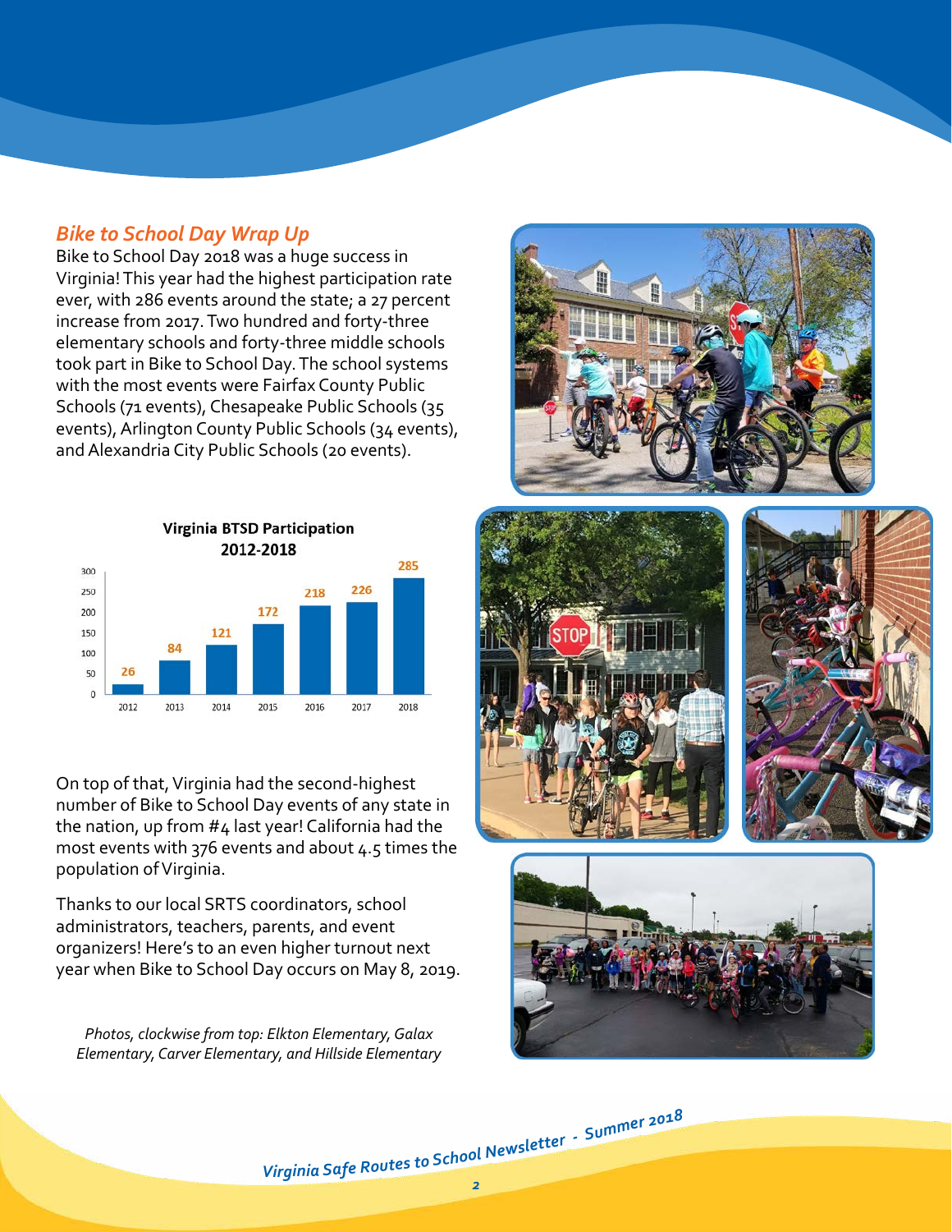## *Bike to School Day Wrap Up*

Bike to School Day 2018 was a huge success in Virginia! This year had the highest participation rate ever, with 286 events around the state; a 27 percent increase from 2017. Two hundred and forty-three elementary schools and forty-three middle schools took part in Bike to School Day. The school systems with the most events were Fairfax County Public Schools (71 events), Chesapeake Public Schools (35 events), Arlington County Public Schools (34 events), and Alexandria City Public Schools (20 events).

**Virginia BTSD Participation 2012-2018**

| Year | Participation |
| --- | --- |
| 2012 | 26 |
| 2013 | 84 |
| 2014 | 121 |
| 2015 | 172 |
| 2016 | 218 |
| 2017 | 226 |
| 2018 | 285 |

On top of that, Virginia had the second-highest number of Bike to School Day events of any state in the nation, up from #4 last year! California had the most events with 376 events and about 4.5 times the population of Virginia.

Thanks to our local SRTS coordinators, school administrators, teachers, parents, and event organizers! Here's to an even higher turnout next year when Bike to School Day occurs on May 8, 2019.

*Photos, clockwise from top: Elkton Elementary, Galax Elementary, Carver Elementary, and Hillside Elementary*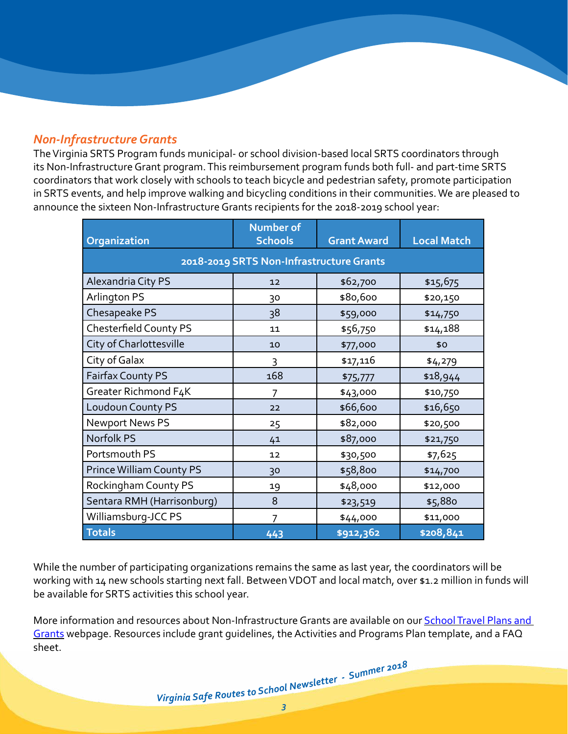## *Non-Infrastructure Grants*

The Virginia SRTS Program funds municipal- or school division-based local SRTS coordinators through its Non-Infrastructure Grant program. This reimbursement program funds both full- and part-time SRTS coordinators that work closely with schools to teach bicycle and pedestrian safety, promote participation in SRTS events, and help improve walking and bicycling conditions in their communities. We are pleased to announce the sixteen Non-Infrastructure Grants recipients for the 2018-2019 school year:

| Organization | Number of Schools | Grant Award | Local Match |
|---|---|---|---|
| **2018-2019 SRTS Non-Infrastructure Grants** | | | |
| Alexandria City PS | 12 | $62,700 | $15,675 |
| Arlington PS | 30 | $80,600 | $20,150 |
| Chesapeake PS | 38 | $59,000 | $14,750 |
| Chesterfield County PS | 11 | $56,750 | $14,188 |
| City of Charlottesville | 10 | $77,000 | $0 |
| City of Galax | 3 | $17,116 | $4,279 |
| Fairfax County PS | 168 | $75,777 | $18,944 |
| Greater Richmond F4K | 7 | $43,000 | $10,750 |
| Loudoun County PS | 22 | $66,600 | $16,650 |
| Newport News PS | 25 | $82,000 | $20,500 |
| Norfolk PS | 41 | $87,000 | $21,750 |
| Portsmouth PS | 12 | $30,500 | $7,625 |
| Prince William County PS | 30 | $58,800 | $14,700 |
| Rockingham County PS | 19 | $48,000 | $12,000 |
| Sentara RMH (Harrisonburg) | 8 | $23,519 | $5,880 |
| Williamsburg-JCC PS | 7 | $44,000 | $11,000 |
| **Totals** | **443** | **$912,362** | **$208,841** |

While the number of participating organizations remains the same as last year, the coordinators will be working with 14 new schools starting next fall. Between VDOT and local match, over $1.2 million in funds will be available for SRTS activities this school year.

More information and resources about Non-Infrastructure Grants are available on our School Travel Plans and Grants webpage. Resources include grant guidelines, the Activities and Programs Plan template, and a FAQ sheet.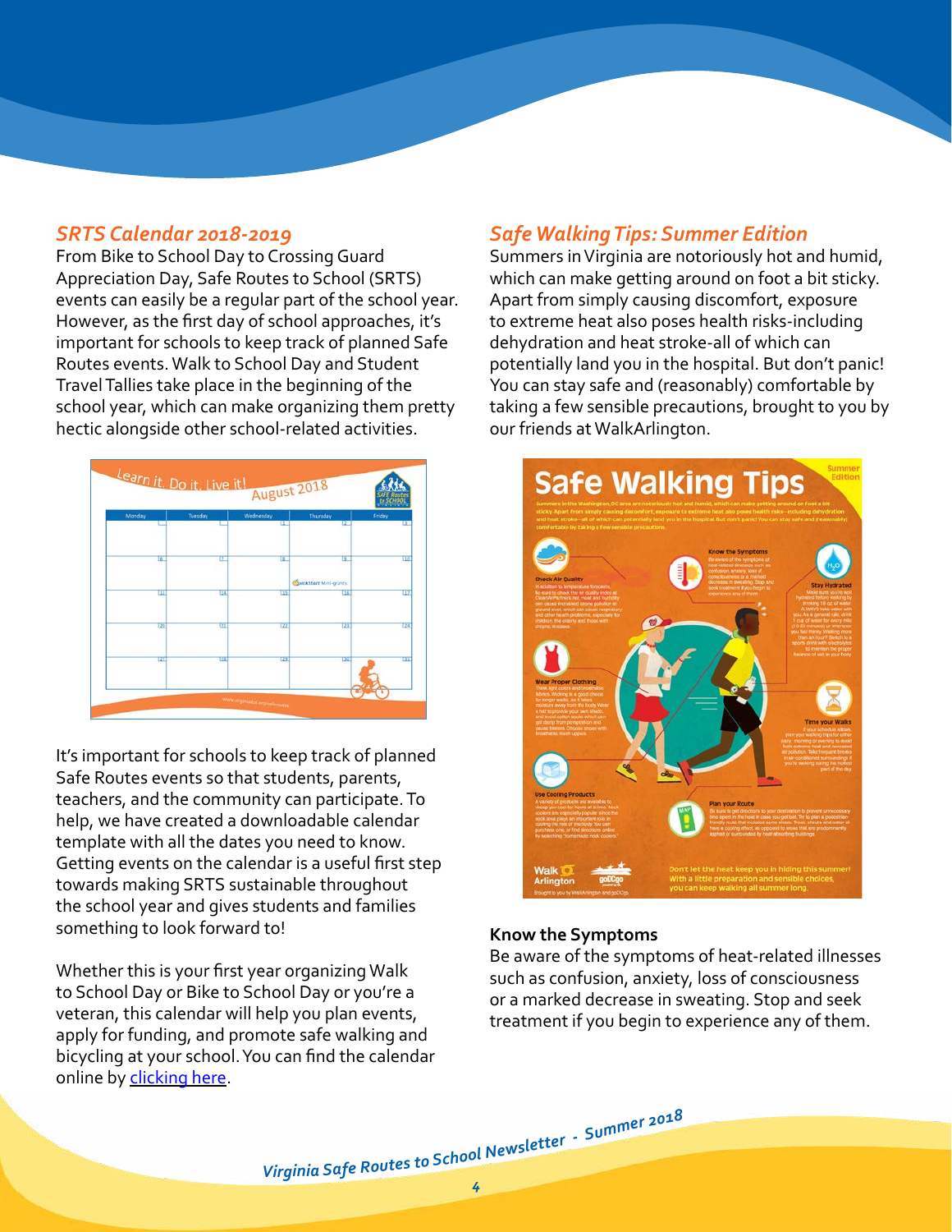## *SRTS Calendar 2018-2019*

From Bike to School Day to Crossing Guard Appreciation Day, Safe Routes to School (SRTS) events can easily be a regular part of the school year. However, as the first day of school approaches, it's important for schools to keep track of planned Safe Routes events. Walk to School Day and Student Travel Tallies take place in the beginning of the school year, which can make organizing them pretty hectic alongside other school-related activities.

It's important for schools to keep track of planned Safe Routes events so that students, parents, teachers, and the community can participate. To help, we have created a downloadable calendar template with all the dates you need to know. Getting events on the calendar is a useful first step towards making SRTS sustainable throughout the school year and gives students and families something to look forward to!

Whether this is your first year organizing Walk to School Day or Bike to School Day or you're a veteran, this calendar will help you plan events, apply for funding, and promote safe walking and bicycling at your school. You can find the calendar online by [clicking here]().

## *Safe Walking Tips: Summer Edition*

Summers in Virginia are notoriously hot and humid, which can make getting around on foot a bit sticky. Apart from simply causing discomfort, exposure to extreme heat also poses health risks-including dehydration and heat stroke-all of which can potentially land you in the hospital. But don't panic! You can stay safe and (reasonably) comfortable by taking a few sensible precautions, brought to you by our friends at WalkArlington.

**Know the Symptoms**

Be aware of the symptoms of heat-related illnesses such as confusion, anxiety, loss of consciousness or a marked decrease in sweating. Stop and seek treatment if you begin to experience any of them.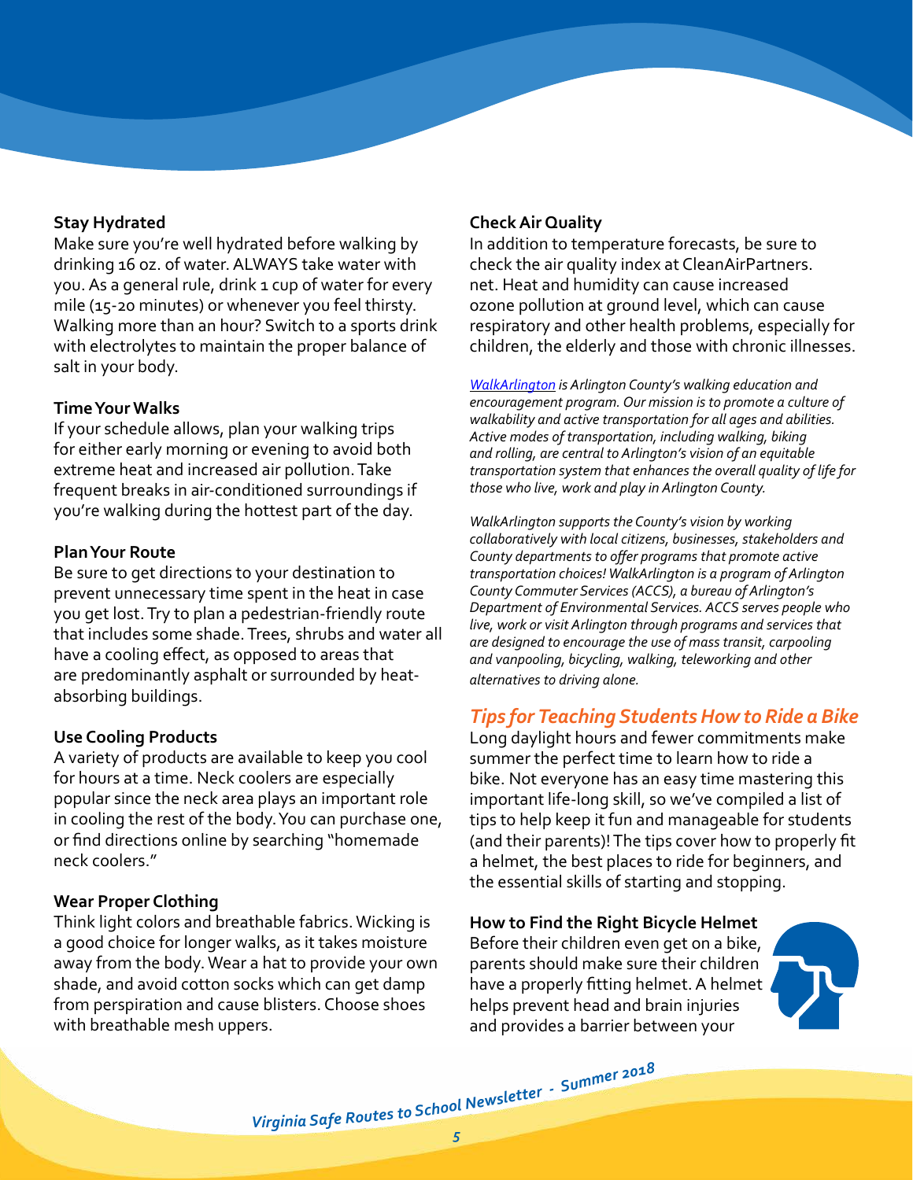**Stay Hydrated**

Make sure you're well hydrated before walking by drinking 16 oz. of water. ALWAYS take water with you. As a general rule, drink 1 cup of water for every mile (15-20 minutes) or whenever you feel thirsty. Walking more than an hour? Switch to a sports drink with electrolytes to maintain the proper balance of salt in your body.

**Time Your Walks**

If your schedule allows, plan your walking trips for either early morning or evening to avoid both extreme heat and increased air pollution. Take frequent breaks in air-conditioned surroundings if you're walking during the hottest part of the day.

**Plan Your Route**

Be sure to get directions to your destination to prevent unnecessary time spent in the heat in case you get lost. Try to plan a pedestrian-friendly route that includes some shade. Trees, shrubs and water all have a cooling effect, as opposed to areas that are predominantly asphalt or surrounded by heat-absorbing buildings.

**Use Cooling Products**

A variety of products are available to keep you cool for hours at a time. Neck coolers are especially popular since the neck area plays an important role in cooling the rest of the body. You can purchase one, or find directions online by searching "homemade neck coolers."

**Wear Proper Clothing**

Think light colors and breathable fabrics. Wicking is a good choice for longer walks, as it takes moisture away from the body. Wear a hat to provide your own shade, and avoid cotton socks which can get damp from perspiration and cause blisters. Choose shoes with breathable mesh uppers.

**Check Air Quality**

In addition to temperature forecasts, be sure to check the air quality index at CleanAirPartners.net. Heat and humidity can cause increased ozone pollution at ground level, which can cause respiratory and other health problems, especially for children, the elderly and those with chronic illnesses.

*WalkArlington is Arlington County's walking education and encouragement program. Our mission is to promote a culture of walkability and active transportation for all ages and abilities. Active modes of transportation, including walking, biking and rolling, are central to Arlington's vision of an equitable transportation system that enhances the overall quality of life for those who live, work and play in Arlington County.*

*WalkArlington supports the County's vision by working collaboratively with local citizens, businesses, stakeholders and County departments to offer programs that promote active transportation choices! WalkArlington is a program of Arlington County Commuter Services (ACCS), a bureau of Arlington's Department of Environmental Services. ACCS serves people who live, work or visit Arlington through programs and services that are designed to encourage the use of mass transit, carpooling and vanpooling, bicycling, walking, teleworking and other alternatives to driving alone.*

## *Tips for Teaching Students How to Ride a Bike*

Long daylight hours and fewer commitments make summer the perfect time to learn how to ride a bike. Not everyone has an easy time mastering this important life-long skill, so we've compiled a list of tips to help keep it fun and manageable for students (and their parents)! The tips cover how to properly fit a helmet, the best places to ride for beginners, and the essential skills of starting and stopping.

**How to Find the Right Bicycle Helmet**

Before their children even get on a bike, parents should make sure their children have a properly fitting helmet. A helmet helps prevent head and brain injuries and provides a barrier between your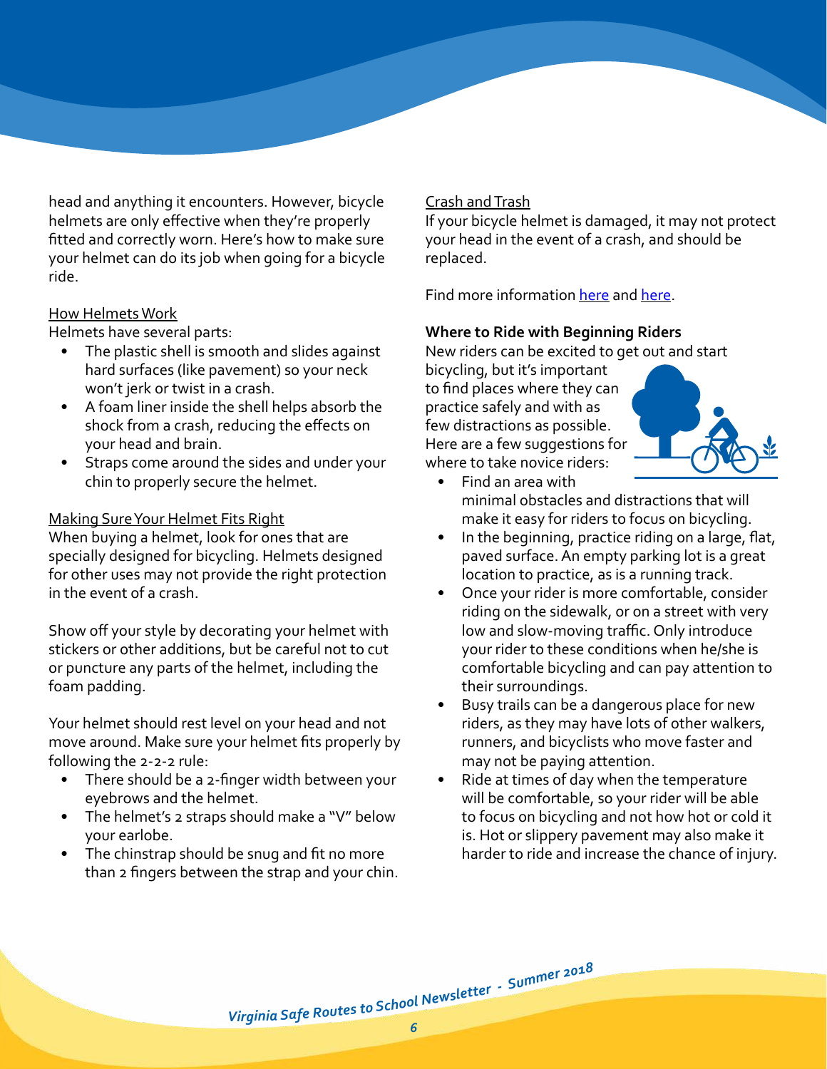head and anything it encounters. However, bicycle helmets are only effective when they're properly fitted and correctly worn. Here's how to make sure your helmet can do its job when going for a bicycle ride.

How Helmets Work

Helmets have several parts:

- The plastic shell is smooth and slides against hard surfaces (like pavement) so your neck won't jerk or twist in a crash.
- A foam liner inside the shell helps absorb the shock from a crash, reducing the effects on your head and brain.
- Straps come around the sides and under your chin to properly secure the helmet.

Making Sure Your Helmet Fits Right

When buying a helmet, look for ones that are specially designed for bicycling. Helmets designed for other uses may not provide the right protection in the event of a crash.

Show off your style by decorating your helmet with stickers or other additions, but be careful not to cut or puncture any parts of the helmet, including the foam padding.

Your helmet should rest level on your head and not move around. Make sure your helmet fits properly by following the 2-2-2 rule:

- There should be a 2-finger width between your eyebrows and the helmet.
- The helmet's 2 straps should make a "V" below your earlobe.
- The chinstrap should be snug and fit no more than 2 fingers between the strap and your chin.

Crash and Trash

If your bicycle helmet is damaged, it may not protect your head in the event of a crash, and should be replaced.

Find more information here and here.

**Where to Ride with Beginning Riders**

New riders can be excited to get out and start bicycling, but it's important to find places where they can practice safely and with as few distractions as possible. Here are a few suggestions for where to take novice riders:

- Find an area with minimal obstacles and distractions that will make it easy for riders to focus on bicycling.
- In the beginning, practice riding on a large, flat, paved surface. An empty parking lot is a great location to practice, as is a running track.
- Once your rider is more comfortable, consider riding on the sidewalk, or on a street with very low and slow-moving traffic. Only introduce your rider to these conditions when he/she is comfortable bicycling and can pay attention to their surroundings.
- Busy trails can be a dangerous place for new riders, as they may have lots of other walkers, runners, and bicyclists who move faster and may not be paying attention.
- Ride at times of day when the temperature will be comfortable, so your rider will be able to focus on bicycling and not how hot or cold it is. Hot or slippery pavement may also make it harder to ride and increase the chance of injury.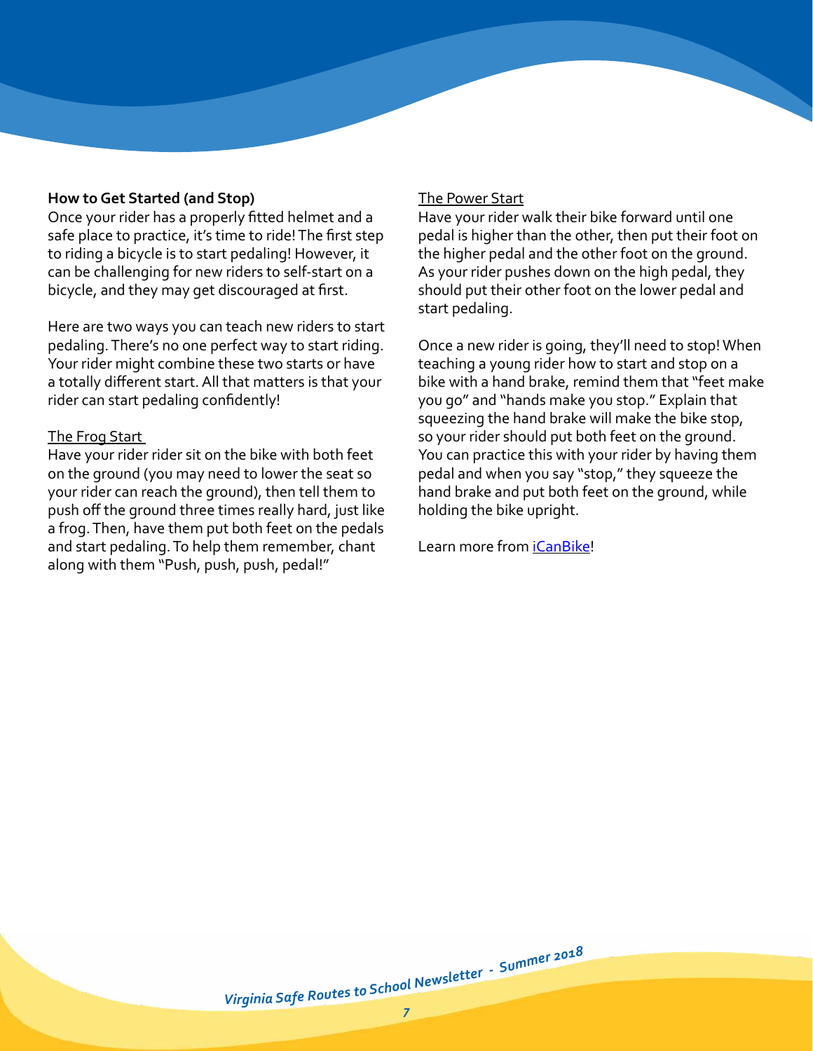### How to Get Started (and Stop)

Once your rider has a properly fitted helmet and a safe place to practice, it's time to ride! The first step to riding a bicycle is to start pedaling! However, it can be challenging for new riders to self-start on a bicycle, and they may get discouraged at first.

Here are two ways you can teach new riders to start pedaling. There's no one perfect way to start riding. Your rider might combine these two starts or have a totally different start. All that matters is that your rider can start pedaling confidently!

#### The Frog Start

Have your rider rider sit on the bike with both feet on the ground (you may need to lower the seat so your rider can reach the ground), then tell them to push off the ground three times really hard, just like a frog. Then, have them put both feet on the pedals and start pedaling. To help them remember, chant along with them "Push, push, push, pedal!"

#### The Power Start

Have your rider walk their bike forward until one pedal is higher than the other, then put their foot on the higher pedal and the other foot on the ground. As your rider pushes down on the high pedal, they should put their other foot on the lower pedal and start pedaling.

Once a new rider is going, they'll need to stop! When teaching a young rider how to start and stop on a bike with a hand brake, remind them that "feet make you go" and "hands make you stop." Explain that squeezing the hand brake will make the bike stop, so your rider should put both feet on the ground. You can practice this with your rider by having them pedal and when you say "stop," they squeeze the hand brake and put both feet on the ground, while holding the bike upright.

Learn more from iCanBike!